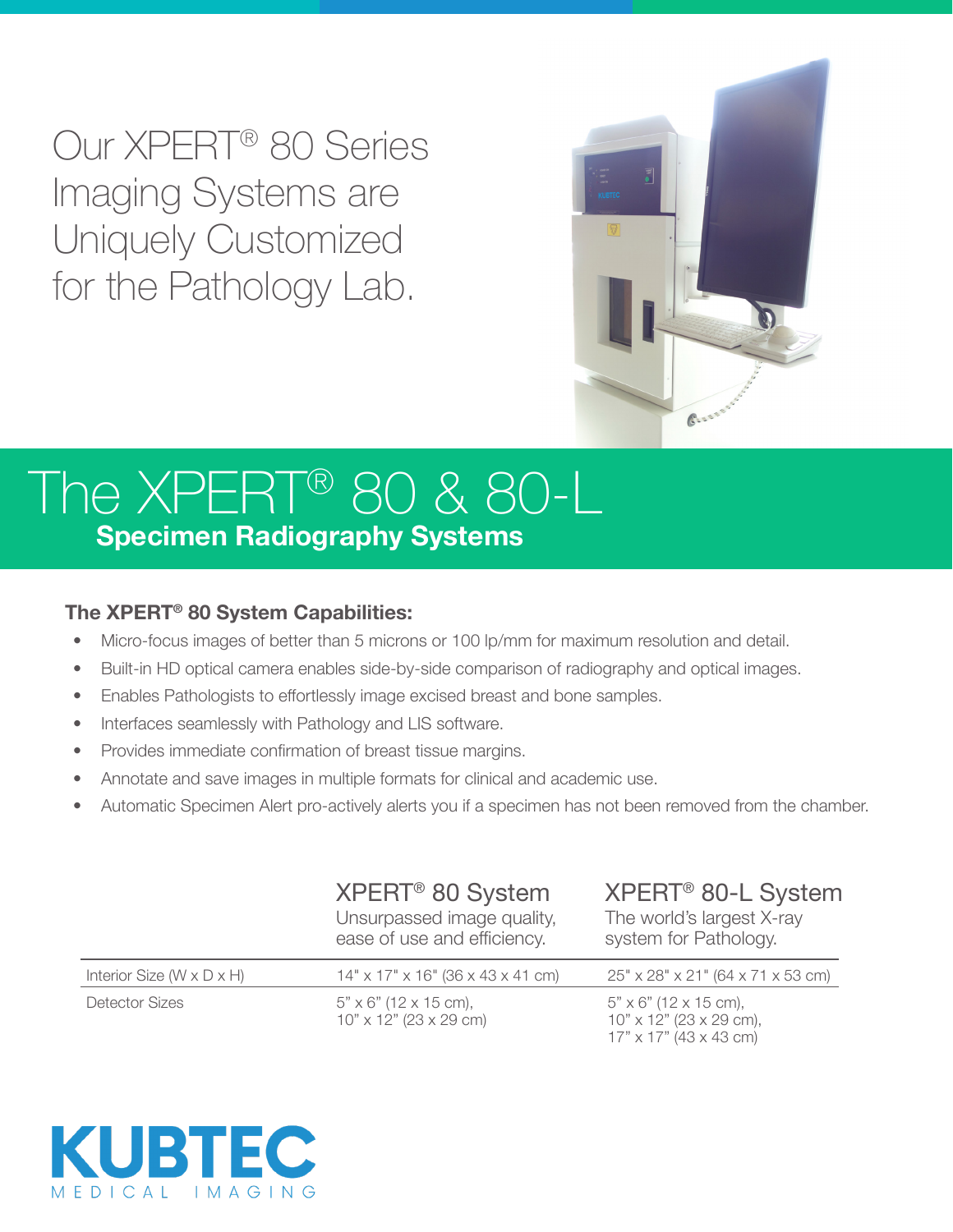Our XPERT® 80 Series Imaging Systems are Uniquely Customized for the Pathology Lab.

# The XPERT® 80 & 80-L

## Specimen Radiography Systems

### The XPERT® 80 System Capabilities:

- Micro-focus images of better than 5 microns or 100 lp/mm for maximum resolution and detail.
- Built-in HD optical camera enables side-by-side comparison of radiography and optical images.
- Enables Pathologists to effortlessly image excised breast and bone samples.
- Interfaces seamlessly with Pathology and LIS software.
- Provides immediate confirmation of breast tissue margins.
- Annotate and save images in multiple formats for clinical and academic use.
- Automatic Specimen Alert pro-actively alerts you if a specimen has not been removed from the chamber.

| | XPERT® 80 System<br>Unsurpassed image quality, ease of use and efficiency. | XPERT® 80-L System<br>The world's largest X-ray system for Pathology. |
|---|---|---|
| Interior Size (W x D x H) | 14" x 17" x 16" (36 x 43 x 41 cm) | 25" x 28" x 21" (64 x 71 x 53 cm) |
| Detector Sizes | 5" x 6" (12 x 15 cm),<br>10" x 12" (23 x 29 cm) | 5" x 6" (12 x 15 cm),<br>10" x 12" (23 x 29 cm),<br>17" x 17" (43 x 43 cm) |

KUBTEC
MEDICAL IMAGING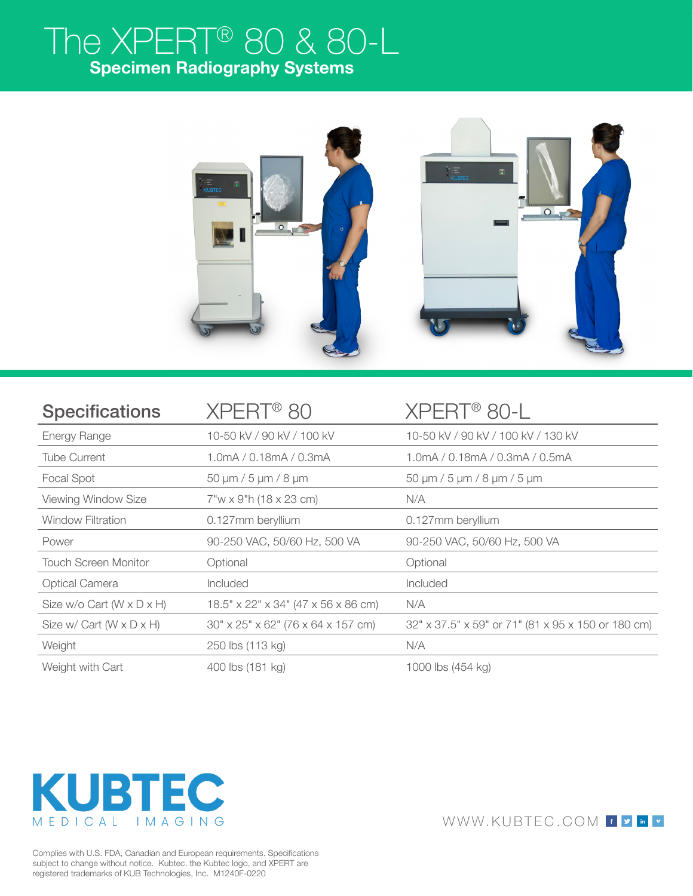# The XPERT® 80 & 80-L

## Specimen Radiography Systems

| Specifications | XPERT® 80 | XPERT® 80-L |
|---|---|---|
| Energy Range | 10-50 kV / 90 kV / 100 kV | 10-50 kV / 90 kV / 100 kV / 130 kV |
| Tube Current | 1.0mA / 0.18mA / 0.3mA | 1.0mA / 0.18mA / 0.3mA / 0.5mA |
| Focal Spot | 50 μm / 5 μm / 8 μm | 50 μm / 5 μm / 8 μm / 5 μm |
| Viewing Window Size | 7"w x 9"h (18 x 23 cm) | N/A |
| Window Filtration | 0.127mm beryllium | 0.127mm beryllium |
| Power | 90-250 VAC, 50/60 Hz, 500 VA | 90-250 VAC, 50/60 Hz, 500 VA |
| Touch Screen Monitor | Optional | Optional |
| Optical Camera | Included | Included |
| Size w/o Cart (W x D x H) | 18.5" x 22" x 34" (47 x 56 x 86 cm) | N/A |
| Size w/ Cart (W x D x H) | 30" x 25" x 62" (76 x 64 x 157 cm) | 32" x 37.5" x 59" or 71" (81 x 95 x 150 or 180 cm) |
| Weight | 250 lbs (113 kg) | N/A |
| Weight with Cart | 400 lbs (181 kg) | 1000 lbs (454 kg) |

KUBTEC MEDICAL IMAGING

WWW.KUBTEC.COM

Complies with U.S. FDA, Canadian and European requirements. Specifications subject to change without notice. Kubtec, the Kubtec logo, and XPERT are registered trademarks of KUB Technologies, Inc. M1240F-0220